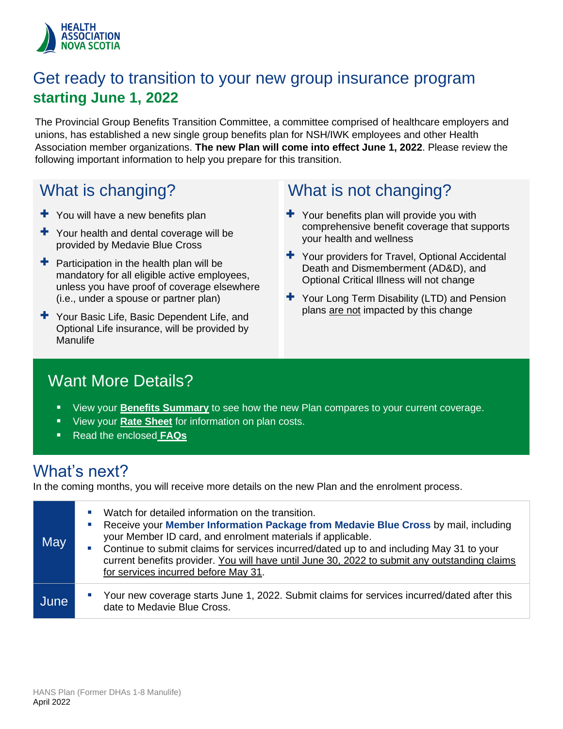HEALTH ASSOCIATION NOVA SCOTIA

# Get ready to transition to your new group insurance program **starting June 1, 2022**

The Provincial Group Benefits Transition Committee, a committee comprised of healthcare employers and unions, has established a new single group benefits plan for NSH/IWK employees and other Health Association member organizations. **The new Plan will come into effect June 1, 2022**. Please review the following important information to help you prepare for this transition.

## What is changing?

- You will have a new benefits plan
- Your health and dental coverage will be provided by Medavie Blue Cross
- Participation in the health plan will be mandatory for all eligible active employees, unless you have proof of coverage elsewhere (i.e., under a spouse or partner plan)
- Your Basic Life, Basic Dependent Life, and Optional Life insurance, will be provided by Manulife

## What is not changing?

- Your benefits plan will provide you with comprehensive benefit coverage that supports your health and wellness
- Your providers for Travel, Optional Accidental Death and Dismemberment (AD&D), and Optional Critical Illness will not change
- Your Long Term Disability (LTD) and Pension plans are not impacted by this change

## Want More Details?

- View your **Benefits Summary** to see how the new Plan compares to your current coverage.
- View your **Rate Sheet** for information on plan costs.
- Read the enclosed **FAQs**

## What's next?

In the coming months, you will receive more details on the new Plan and the enrolment process.

| | |
|---|---|
| May | • Watch for detailed information on the transition.<br>• Receive your **Member Information Package from Medavie Blue Cross** by mail, including your Member ID card, and enrolment materials if applicable.<br>• Continue to submit claims for services incurred/dated up to and including May 31 to your current benefits provider. You will have until June 30, 2022 to submit any outstanding claims for services incurred before May 31. |
| June | • Your new coverage starts June 1, 2022. Submit claims for services incurred/dated after this date to Medavie Blue Cross. |

HANS Plan (Former DHAs 1-8 Manulife)
April 2022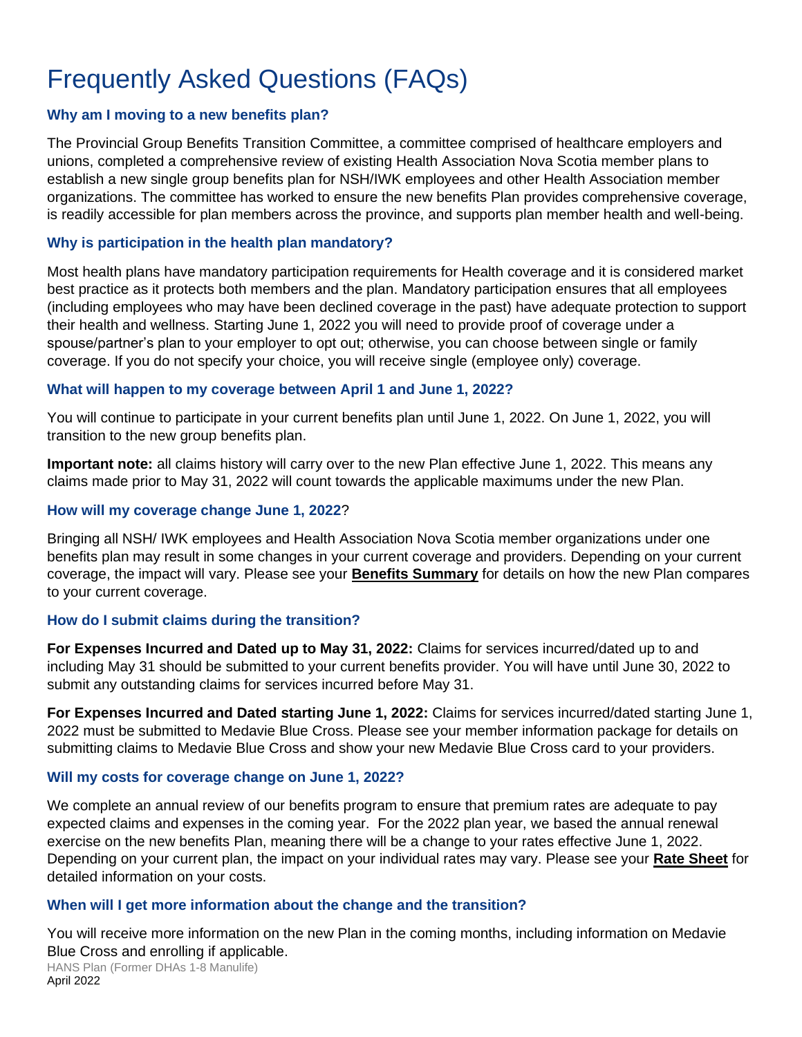# Frequently Asked Questions (FAQs)

### Why am I moving to a new benefits plan?

The Provincial Group Benefits Transition Committee, a committee comprised of healthcare employers and unions, completed a comprehensive review of existing Health Association Nova Scotia member plans to establish a new single group benefits plan for NSH/IWK employees and other Health Association member organizations. The committee has worked to ensure the new benefits Plan provides comprehensive coverage, is readily accessible for plan members across the province, and supports plan member health and well-being.

### Why is participation in the health plan mandatory?

Most health plans have mandatory participation requirements for Health coverage and it is considered market best practice as it protects both members and the plan. Mandatory participation ensures that all employees (including employees who may have been declined coverage in the past) have adequate protection to support their health and wellness. Starting June 1, 2022 you will need to provide proof of coverage under a spouse/partner's plan to your employer to opt out; otherwise, you can choose between single or family coverage. If you do not specify your choice, you will receive single (employee only) coverage.

### What will happen to my coverage between April 1 and June 1, 2022?

You will continue to participate in your current benefits plan until June 1, 2022. On June 1, 2022, you will transition to the new group benefits plan.

**Important note:** all claims history will carry over to the new Plan effective June 1, 2022. This means any claims made prior to May 31, 2022 will count towards the applicable maximums under the new Plan.

### How will my coverage change June 1, 2022?

Bringing all NSH/ IWK employees and Health Association Nova Scotia member organizations under one benefits plan may result in some changes in your current coverage and providers. Depending on your current coverage, the impact will vary. Please see your **Benefits Summary** for details on how the new Plan compares to your current coverage.

### How do I submit claims during the transition?

**For Expenses Incurred and Dated up to May 31, 2022:** Claims for services incurred/dated up to and including May 31 should be submitted to your current benefits provider. You will have until June 30, 2022 to submit any outstanding claims for services incurred before May 31.

**For Expenses Incurred and Dated starting June 1, 2022:** Claims for services incurred/dated starting June 1, 2022 must be submitted to Medavie Blue Cross. Please see your member information package for details on submitting claims to Medavie Blue Cross and show your new Medavie Blue Cross card to your providers.

### Will my costs for coverage change on June 1, 2022?

We complete an annual review of our benefits program to ensure that premium rates are adequate to pay expected claims and expenses in the coming year. For the 2022 plan year, we based the annual renewal exercise on the new benefits Plan, meaning there will be a change to your rates effective June 1, 2022. Depending on your current plan, the impact on your individual rates may vary. Please see your **Rate Sheet** for detailed information on your costs.

### When will I get more information about the change and the transition?

You will receive more information on the new Plan in the coming months, including information on Medavie Blue Cross and enrolling if applicable.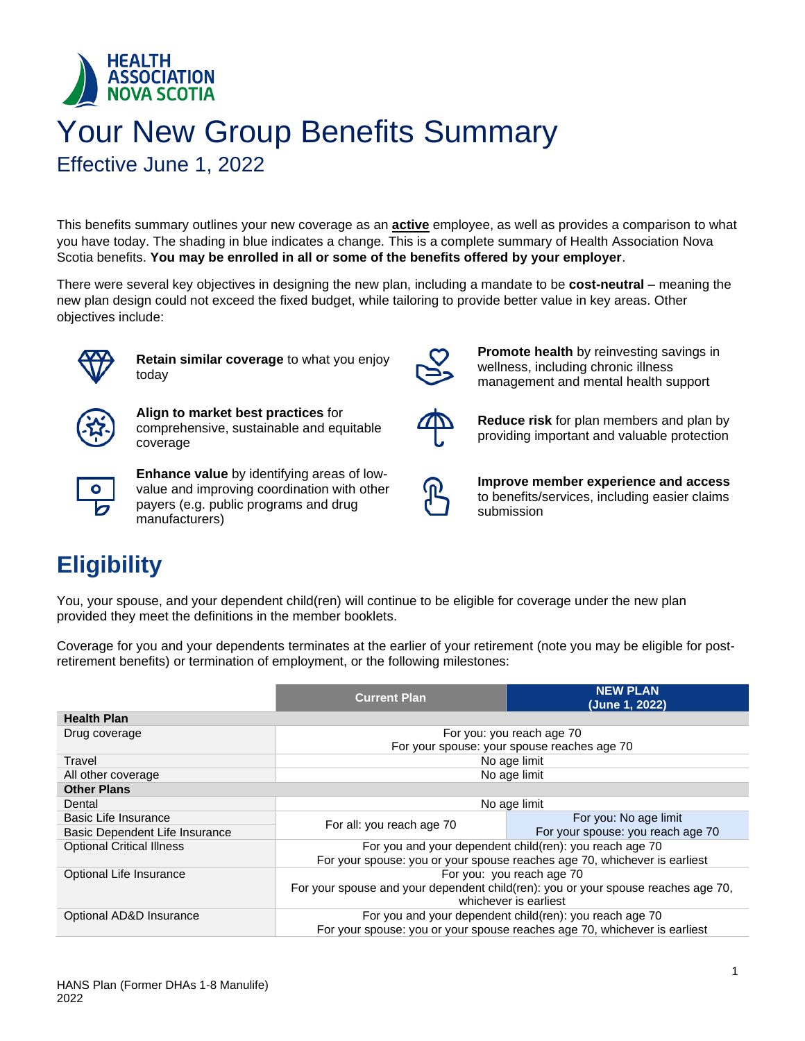# Your New Group Benefits Summary

## Effective June 1, 2022

This benefits summary outlines your new coverage as an **active** employee, as well as provides a comparison to what you have today. The shading in blue indicates a change. This is a complete summary of Health Association Nova Scotia benefits. **You may be enrolled in all or some of the benefits offered by your employer**.

There were several key objectives in designing the new plan, including a mandate to be **cost-neutral** – meaning the new plan design could not exceed the fixed budget, while tailoring to provide better value in key areas. Other objectives include:

- **Retain similar coverage** to what you enjoy today
- **Align to market best practices** for comprehensive, sustainable and equitable coverage
- **Enhance value** by identifying areas of low-value and improving coordination with other payers (e.g. public programs and drug manufacturers)
- **Promote health** by reinvesting savings in wellness, including chronic illness management and mental health support
- **Reduce risk** for plan members and plan by providing important and valuable protection
- **Improve member experience and access** to benefits/services, including easier claims submission

# Eligibility

You, your spouse, and your dependent child(ren) will continue to be eligible for coverage under the new plan provided they meet the definitions in the member booklets.

Coverage for you and your dependents terminates at the earlier of your retirement (note you may be eligible for post-retirement benefits) or termination of employment, or the following milestones:

| | Current Plan | NEW PLAN (June 1, 2022) |
|---|---|---|
| **Health Plan** | | |
| Drug coverage | For you: you reach age 70<br>For your spouse: your spouse reaches age 70 | |
| Travel | No age limit | |
| All other coverage | No age limit | |
| **Other Plans** | | |
| Dental | No age limit | |
| Basic Life Insurance | For all: you reach age 70 | For you: No age limit |
| Basic Dependent Life Insurance | For all: you reach age 70 | For your spouse: you reach age 70 |
| Optional Critical Illness | For you and your dependent child(ren): you reach age 70<br>For your spouse: you or your spouse reaches age 70, whichever is earliest | |
| Optional Life Insurance | For you: you reach age 70<br>For your spouse and your dependent child(ren): you or your spouse reaches age 70, whichever is earliest | |
| Optional AD&D Insurance | For you and your dependent child(ren): you reach age 70<br>For your spouse: you or your spouse reaches age 70, whichever is earliest | |

HANS Plan (Former DHAs 1-8 Manulife)
2022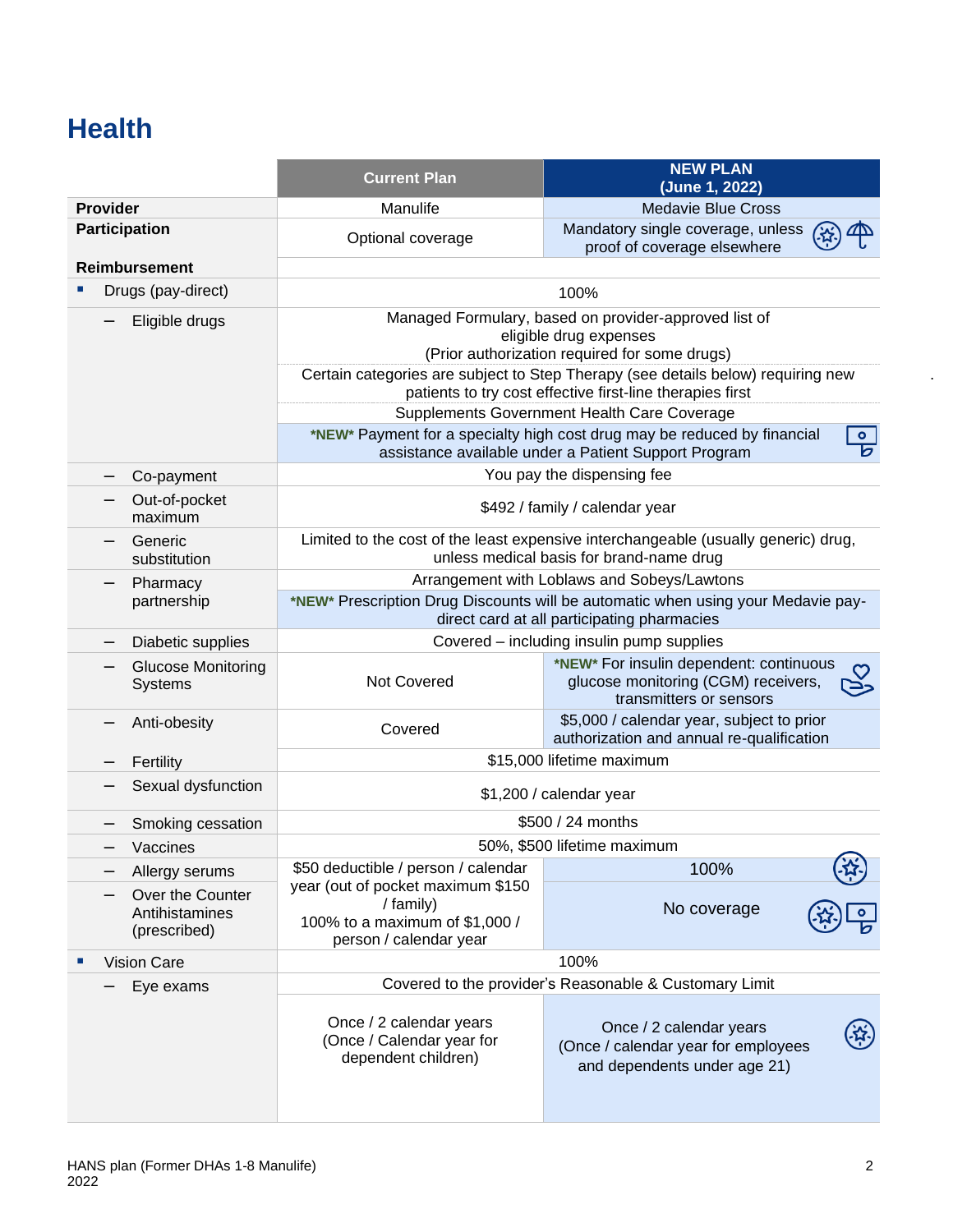# Health

| | Current Plan | NEW PLAN (June 1, 2022) |
|---|---|---|
| **Provider** | Manulife | Medavie Blue Cross |
| **Participation** | Optional coverage | Mandatory single coverage, unless proof of coverage elsewhere |
| **Reimbursement** | | |
| ▪ Drugs (pay-direct) | 100% | 100% |
| – Eligible drugs | Managed Formulary, based on provider-approved list of eligible drug expenses (Prior authorization required for some drugs) | Managed Formulary, based on provider-approved list of eligible drug expenses (Prior authorization required for some drugs) |
| | Certain categories are subject to Step Therapy (see details below) requiring new patients to try cost effective first-line therapies first | Certain categories are subject to Step Therapy (see details below) requiring new patients to try cost effective first-line therapies first |
| | Supplements Government Health Care Coverage | Supplements Government Health Care Coverage |
| | | ***NEW*** Payment for a specialty high cost drug may be reduced by financial assistance available under a Patient Support Program |
| – Co-payment | You pay the dispensing fee | You pay the dispensing fee |
| – Out-of-pocket maximum | $492 / family / calendar year | $492 / family / calendar year |
| – Generic substitution | Limited to the cost of the least expensive interchangeable (usually generic) drug, unless medical basis for brand-name drug | Limited to the cost of the least expensive interchangeable (usually generic) drug, unless medical basis for brand-name drug |
| – Pharmacy partnership | Arrangement with Loblaws and Sobeys/Lawtons | Arrangement with Loblaws and Sobeys/Lawtons |
| | | ***NEW*** Prescription Drug Discounts will be automatic when using your Medavie pay-direct card at all participating pharmacies |
| – Diabetic supplies | Covered – including insulin pump supplies | Covered – including insulin pump supplies |
| – Glucose Monitoring Systems | Not Covered | ***NEW*** For insulin dependent: continuous glucose monitoring (CGM) receivers, transmitters or sensors |
| – Anti-obesity | Covered | $5,000 / calendar year, subject to prior authorization and annual re-qualification |
| – Fertility | $15,000 lifetime maximum | $15,000 lifetime maximum |
| – Sexual dysfunction | $1,200 / calendar year | $1,200 / calendar year |
| – Smoking cessation | $500 / 24 months | $500 / 24 months |
| – Vaccines | 50%, $500 lifetime maximum | 50%, $500 lifetime maximum |
| – Allergy serums | $50 deductible / person / calendar year (out of pocket maximum $150 / family) 100% to a maximum of $1,000 / person / calendar year | 100% |
| – Over the Counter Antihistamines (prescribed) | $50 deductible / person / calendar year (out of pocket maximum $150 / family) 100% to a maximum of $1,000 / person / calendar year | No coverage |
| ▪ Vision Care | 100% | 100% |
| – Eye exams | Covered to the provider's Reasonable & Customary Limit | Covered to the provider's Reasonable & Customary Limit |
| | Once / 2 calendar years (Once / Calendar year for dependent children) | Once / 2 calendar years (Once / calendar year for employees and dependents under age 21) |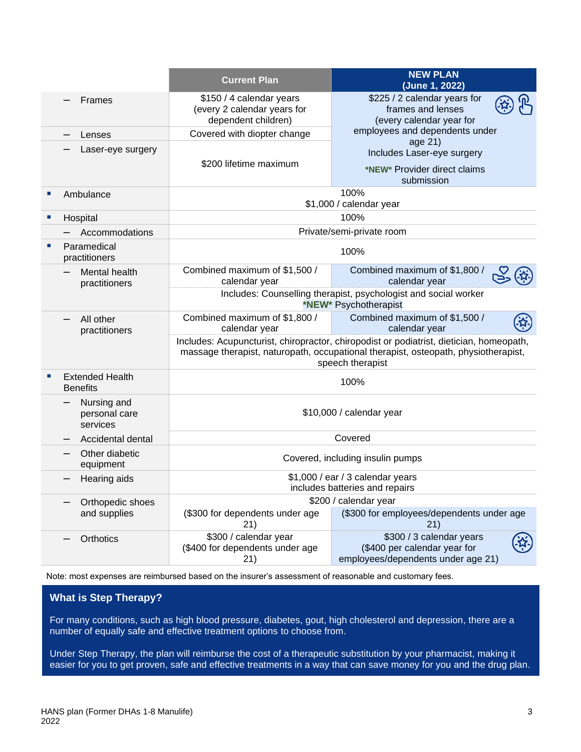| | Current Plan | NEW PLAN (June 1, 2022) |
|---|---|---|
| – Frames | $150 / 4 calendar years (every 2 calendar years for dependent children) | $225 / 2 calendar years for frames and lenses (every calendar year for employees and dependents under age 21) Includes Laser-eye surgery *NEW* Provider direct claims submission |
| – Lenses | Covered with diopter change | |
| – Laser-eye surgery | $200 lifetime maximum | |
| ▪ Ambulance | 100% $1,000 / calendar year | |
| ▪ Hospital | 100% | |
| – Accommodations | Private/semi-private room | |
| ▪ Paramedical practitioners | 100% | |
| – Mental health practitioners | Combined maximum of $1,500 / calendar year | Combined maximum of $1,800 / calendar year |
| | Includes: Counselling therapist, psychologist and social worker *NEW* Psychotherapist | |
| – All other practitioners | Combined maximum of $1,800 / calendar year | Combined maximum of $1,500 / calendar year |
| | Includes: Acupuncturist, chiropractor, chiropodist or podiatrist, dietician, homeopath, massage therapist, naturopath, occupational therapist, osteopath, physiotherapist, speech therapist | |
| ▪ Extended Health Benefits | 100% | |
| – Nursing and personal care services | $10,000 / calendar year | |
| – Accidental dental | Covered | |
| – Other diabetic equipment | Covered, including insulin pumps | |
| – Hearing aids | $1,000 / ear / 3 calendar years includes batteries and repairs | |
| – Orthopedic shoes and supplies | $200 / calendar year ($300 for dependents under age 21) | $200 / calendar year ($300 for employees/dependents under age 21) |
| – Orthotics | $300 / calendar year ($400 for dependents under age 21) | $300 / 3 calendar years ($400 per calendar year for employees/dependents under age 21) |

Note: most expenses are reimbursed based on the insurer's assessment of reasonable and customary fees.

## What is Step Therapy?

For many conditions, such as high blood pressure, diabetes, gout, high cholesterol and depression, there are a number of equally safe and effective treatment options to choose from.

Under Step Therapy, the plan will reimburse the cost of a therapeutic substitution by your pharmacist, making it easier for you to get proven, safe and effective treatments in a way that can save money for you and the drug plan.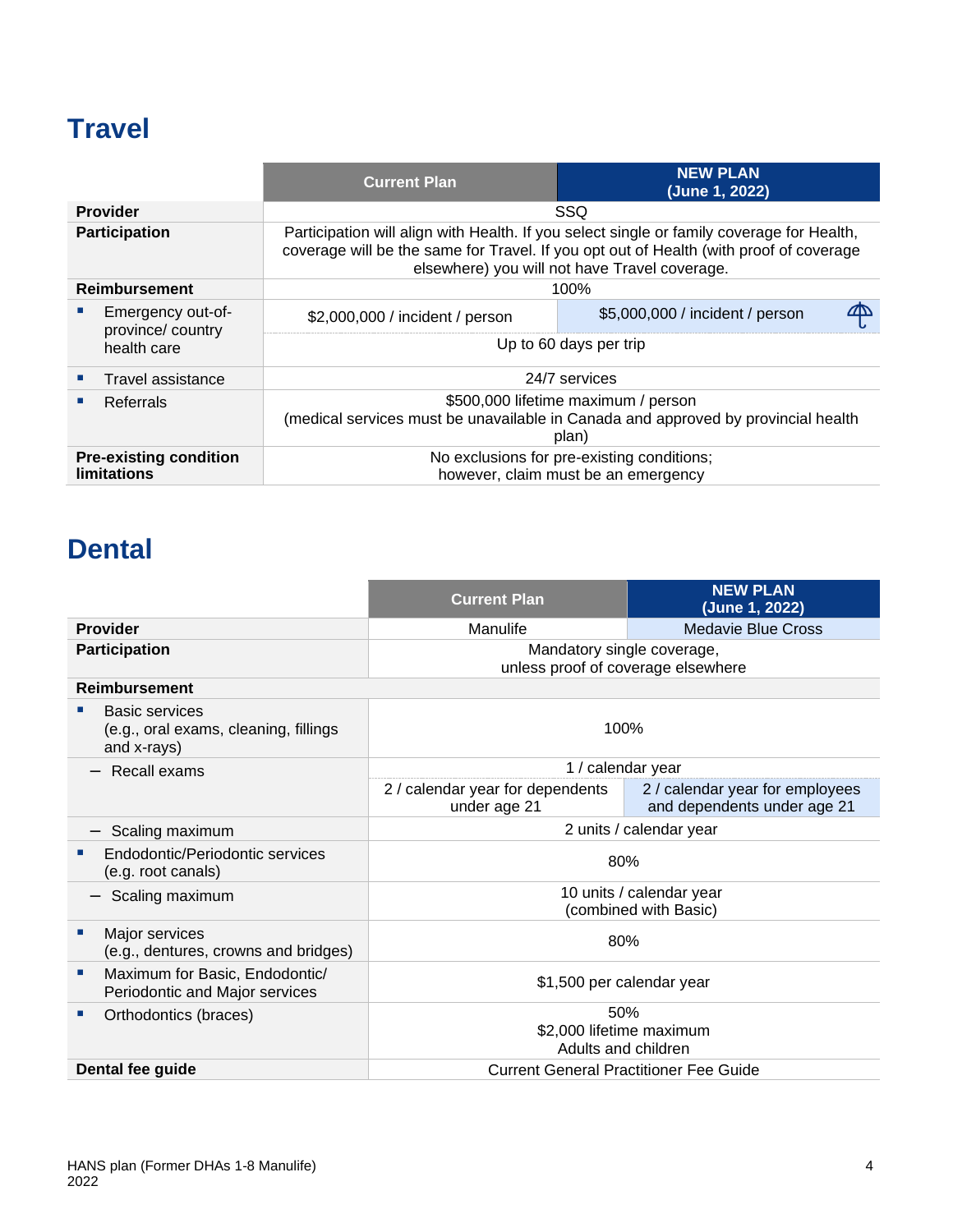## Travel

| | Current Plan | NEW PLAN (June 1, 2022) |
|---|---|---|
| **Provider** | SSQ | |
| **Participation** | Participation will align with Health. If you select single or family coverage for Health, coverage will be the same for Travel. If you opt out of Health (with proof of coverage elsewhere) you will not have Travel coverage. | |
| **Reimbursement** | 100% | |
| ▪ Emergency out-of-province/ country health care | $2,000,000 / incident / person | $5,000,000 / incident / person |
| | Up to 60 days per trip | |
| ▪ Travel assistance | 24/7 services | |
| ▪ Referrals | $500,000 lifetime maximum / person (medical services must be unavailable in Canada and approved by provincial health plan) | |
| **Pre-existing condition limitations** | No exclusions for pre-existing conditions; however, claim must be an emergency | |

## Dental

| | Current Plan | NEW PLAN (June 1, 2022) |
|---|---|---|
| **Provider** | Manulife | Medavie Blue Cross |
| **Participation** | Mandatory single coverage, unless proof of coverage elsewhere | |
| **Reimbursement** | | |
| ▪ Basic services (e.g., oral exams, cleaning, fillings and x-rays) | 100% | |
| – Recall exams | 1 / calendar year | |
| | 2 / calendar year for dependents under age 21 | 2 / calendar year for employees and dependents under age 21 |
| – Scaling maximum | 2 units / calendar year | |
| ▪ Endodontic/Periodontic services (e.g. root canals) | 80% | |
| – Scaling maximum | 10 units / calendar year (combined with Basic) | |
| ▪ Major services (e.g., dentures, crowns and bridges) | 80% | |
| ▪ Maximum for Basic, Endodontic/ Periodontic and Major services | $1,500 per calendar year | |
| ▪ Orthodontics (braces) | 50%<br>$2,000 lifetime maximum<br>Adults and children | |
| **Dental fee guide** | Current General Practitioner Fee Guide | |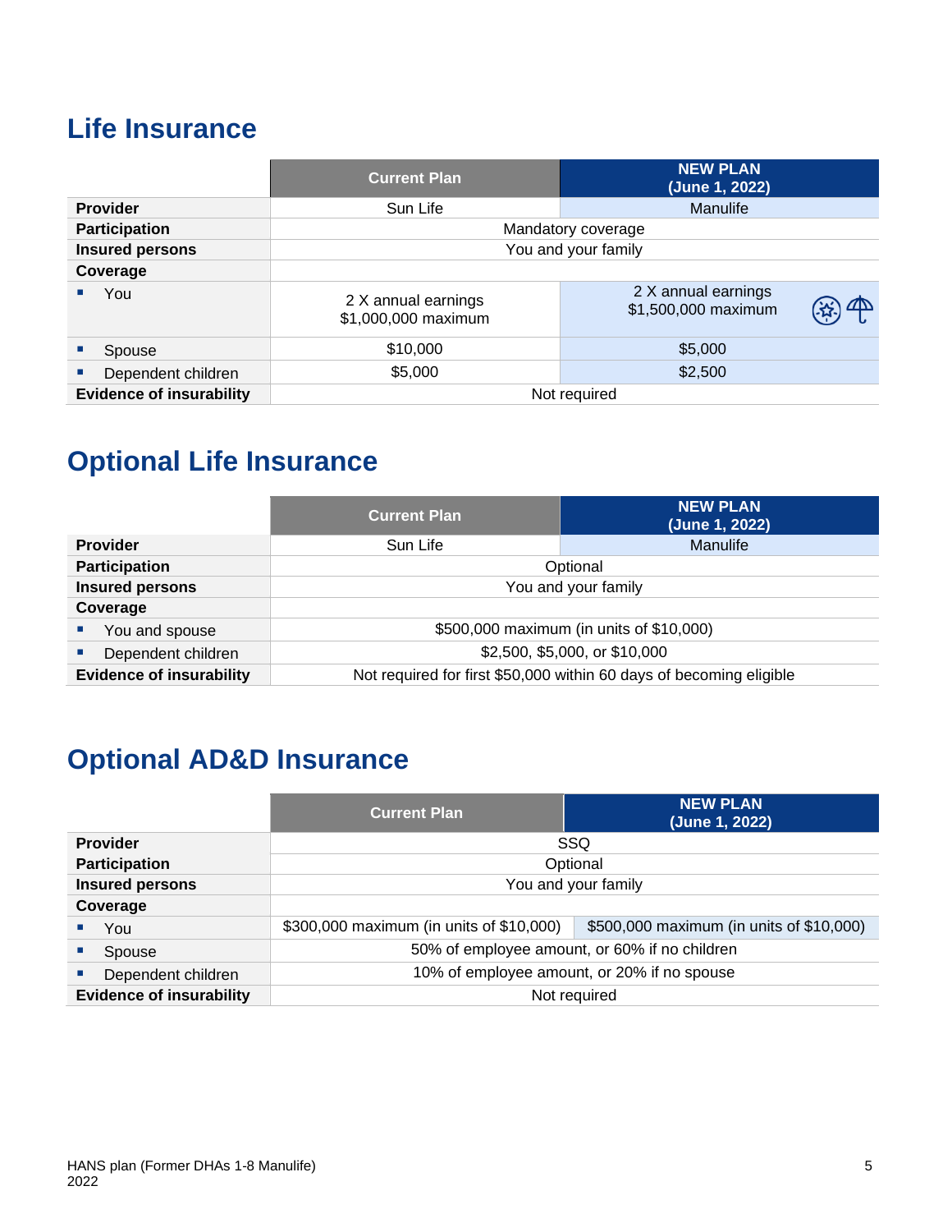# Life Insurance

| | Current Plan | NEW PLAN (June 1, 2022) |
|---|---|---|
| **Provider** | Sun Life | Manulife |
| **Participation** | Mandatory coverage | |
| **Insured persons** | You and your family | |
| **Coverage** | | |
| ▪ You | 2 X annual earnings $1,000,000 maximum | 2 X annual earnings $1,500,000 maximum |
| ▪ Spouse | $10,000 | $5,000 |
| ▪ Dependent children | $5,000 | $2,500 |
| **Evidence of insurability** | Not required | |

# Optional Life Insurance

| | Current Plan | NEW PLAN (June 1, 2022) |
|---|---|---|
| **Provider** | Sun Life | Manulife |
| **Participation** | Optional | |
| **Insured persons** | You and your family | |
| **Coverage** | | |
| ▪ You and spouse | $500,000 maximum (in units of $10,000) | |
| ▪ Dependent children | $2,500, $5,000, or $10,000 | |
| **Evidence of insurability** | Not required for first $50,000 within 60 days of becoming eligible | |

# Optional AD&D Insurance

| | Current Plan | NEW PLAN (June 1, 2022) |
|---|---|---|
| **Provider** | SSQ | |
| **Participation** | Optional | |
| **Insured persons** | You and your family | |
| **Coverage** | | |
| ▪ You | $300,000 maximum (in units of $10,000) | $500,000 maximum (in units of $10,000) |
| ▪ Spouse | 50% of employee amount, or 60% if no children | |
| ▪ Dependent children | 10% of employee amount, or 20% if no spouse | |
| **Evidence of insurability** | Not required | |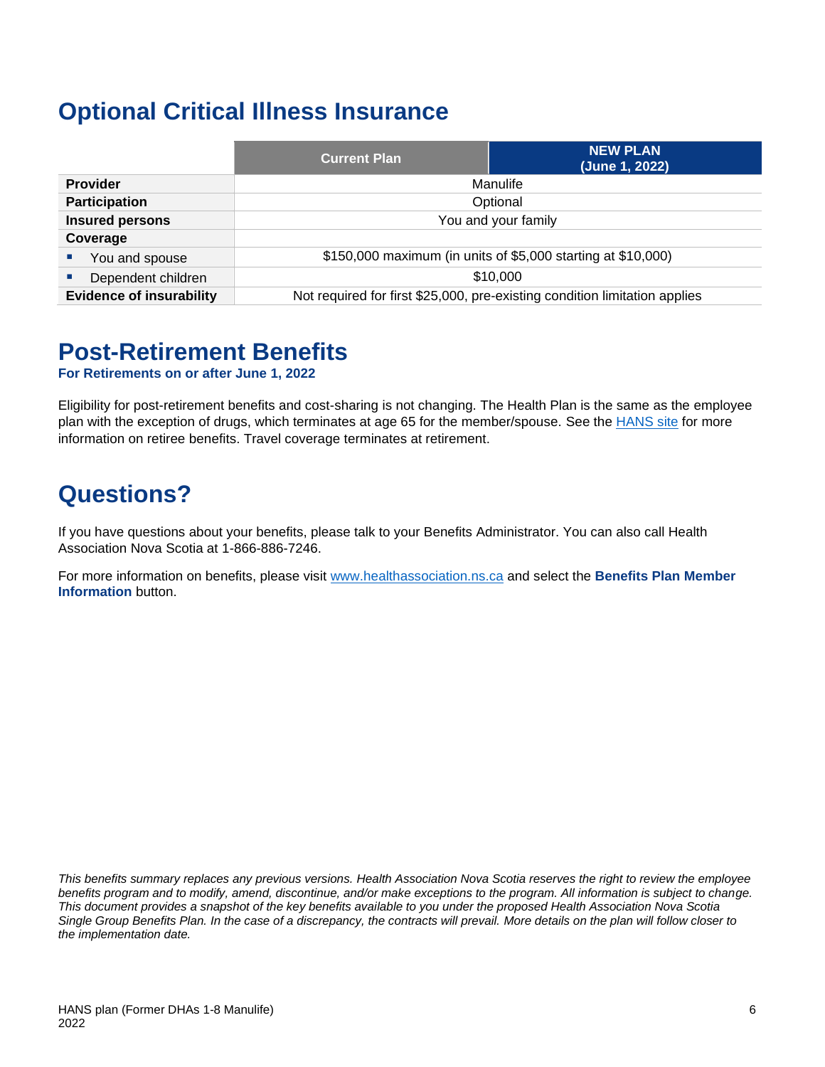# Optional Critical Illness Insurance

| | Current Plan | NEW PLAN (June 1, 2022) |
|---|---|---|
| **Provider** | Manulife | |
| **Participation** | Optional | |
| **Insured persons** | You and your family | |
| **Coverage** | | |
| ▪ You and spouse | $150,000 maximum (in units of $5,000 starting at $10,000) | |
| ▪ Dependent children | $10,000 | |
| **Evidence of insurability** | Not required for first $25,000, pre-existing condition limitation applies | |

# Post-Retirement Benefits

**For Retirements on or after June 1, 2022**

Eligibility for post-retirement benefits and cost-sharing is not changing. The Health Plan is the same as the employee plan with the exception of drugs, which terminates at age 65 for the member/spouse. See the HANS site for more information on retiree benefits. Travel coverage terminates at retirement.

# Questions?

If you have questions about your benefits, please talk to your Benefits Administrator. You can also call Health Association Nova Scotia at 1-866-886-7246.

For more information on benefits, please visit www.healthassociation.ns.ca and select the **Benefits Plan Member Information** button.

*This benefits summary replaces any previous versions. Health Association Nova Scotia reserves the right to review the employee benefits program and to modify, amend, discontinue, and/or make exceptions to the program. All information is subject to change. This document provides a snapshot of the key benefits available to you under the proposed Health Association Nova Scotia Single Group Benefits Plan. In the case of a discrepancy, the contracts will prevail. More details on the plan will follow closer to the implementation date.*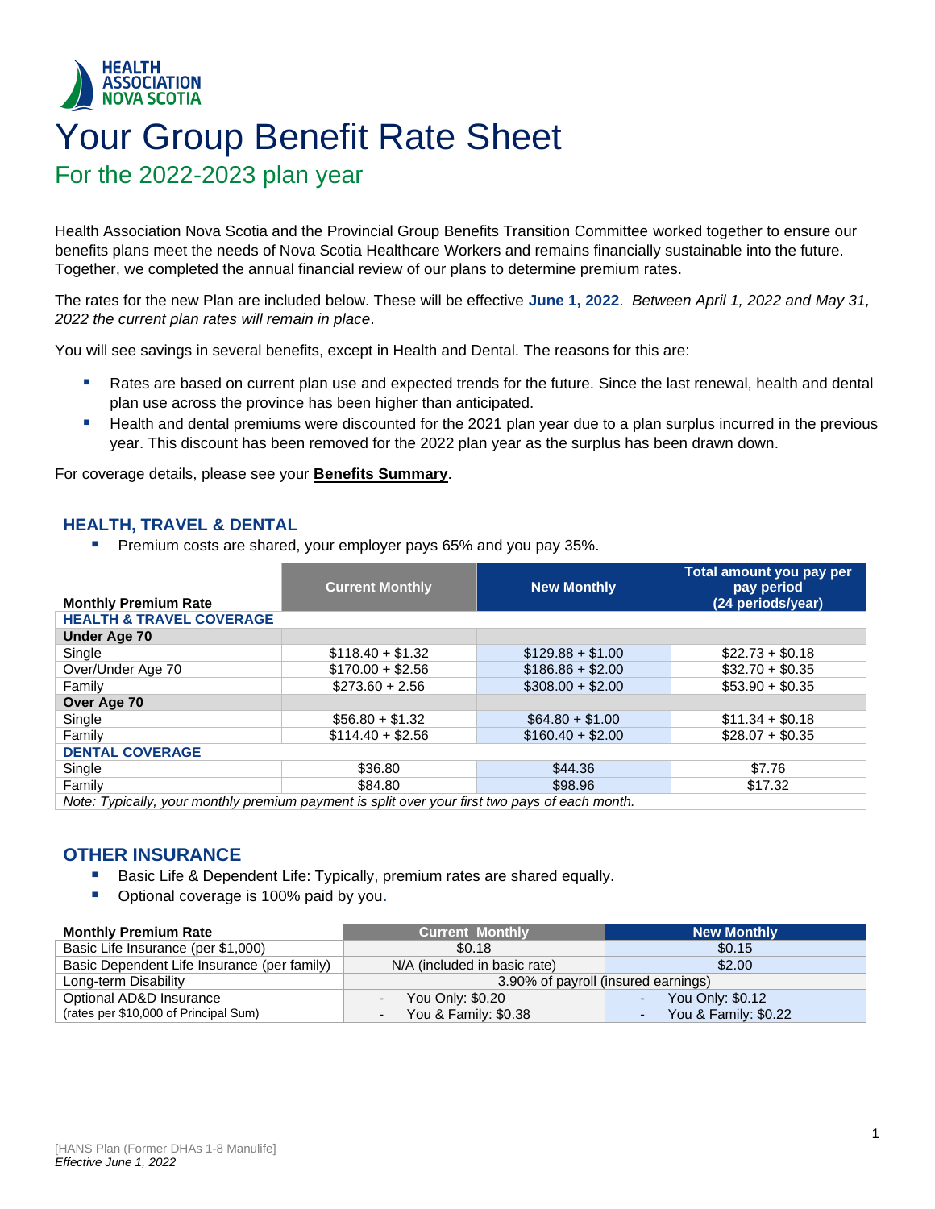# Your Group Benefit Rate Sheet

## For the 2022-2023 plan year

Health Association Nova Scotia and the Provincial Group Benefits Transition Committee worked together to ensure our benefits plans meet the needs of Nova Scotia Healthcare Workers and remains financially sustainable into the future. Together, we completed the annual financial review of our plans to determine premium rates.

The rates for the new Plan are included below. These will be effective **June 1, 2022**. *Between April 1, 2022 and May 31, 2022 the current plan rates will remain in place*.

You will see savings in several benefits, except in Health and Dental. The reasons for this are:

- Rates are based on current plan use and expected trends for the future. Since the last renewal, health and dental plan use across the province has been higher than anticipated.
- Health and dental premiums were discounted for the 2021 plan year due to a plan surplus incurred in the previous year. This discount has been removed for the 2022 plan year as the surplus has been drawn down.

For coverage details, please see your **Benefits Summary**.

### HEALTH, TRAVEL & DENTAL

- Premium costs are shared, your employer pays 65% and you pay 35%.

| Monthly Premium Rate | Current Monthly | New Monthly | Total amount you pay per pay period (24 periods/year) |
|---|---|---|---|
| **HEALTH & TRAVEL COVERAGE** | | | |
| **Under Age 70** | | | |
| Single | $118.40 + $1.32 | $129.88 + $1.00 | $22.73 + $0.18 |
| Over/Under Age 70 | $170.00 + $2.56 | $186.86 + $2.00 | $32.70 + $0.35 |
| Family | $273.60 + 2.56 | $308.00 + $2.00 | $53.90 + $0.35 |
| **Over Age 70** | | | |
| Single | $56.80 + $1.32 | $64.80 + $1.00 | $11.34 + $0.18 |
| Family | $114.40 + $2.56 | $160.40 + $2.00 | $28.07 + $0.35 |
| **DENTAL COVERAGE** | | | |
| Single | $36.80 | $44.36 | $7.76 |
| Family | $84.80 | $98.96 | $17.32 |

*Note: Typically, your monthly premium payment is split over your first two pays of each month.*

### OTHER INSURANCE

- Basic Life & Dependent Life: Typically, premium rates are shared equally.
- Optional coverage is 100% paid by you.

| Monthly Premium Rate | Current Monthly | New Monthly |
|---|---|---|
| Basic Life Insurance (per $1,000) | $0.18 | $0.15 |
| Basic Dependent Life Insurance (per family) | N/A (included in basic rate) | $2.00 |
| Long-term Disability | 3.90% of payroll (insured earnings) | |
| Optional AD&D Insurance (rates per $10,000 of Principal Sum) | - You Only: $0.20<br>- You & Family: $0.38 | - You Only: $0.12<br>- You & Family: $0.22 |

[HANS Plan (Former DHAs 1-8 Manulife]
*Effective June 1, 2022*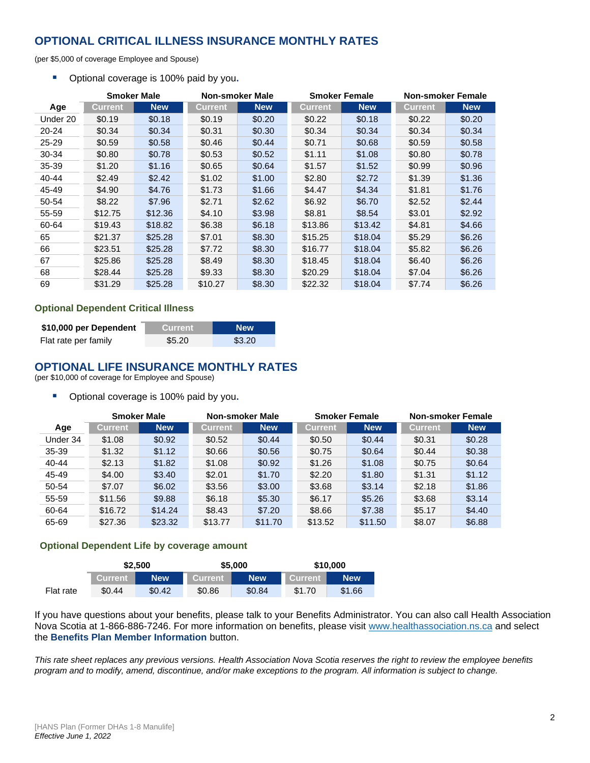## OPTIONAL CRITICAL ILLNESS INSURANCE MONTHLY RATES

(per $5,000 of coverage Employee and Spouse)

- Optional coverage is 100% paid by you.

| | Smoker Male | | Non-smoker Male | | Smoker Female | | Non-smoker Female | |
|---|---|---|---|---|---|---|---|---|
| Age | Current | New | Current | New | Current | New | Current | New |
| Under 20 | $0.19 | $0.18 | $0.19 | $0.20 | $0.22 | $0.18 | $0.22 | $0.20 |
| 20-24 | $0.34 | $0.34 | $0.31 | $0.30 | $0.34 | $0.34 | $0.34 | $0.34 |
| 25-29 | $0.59 | $0.58 | $0.46 | $0.44 | $0.71 | $0.68 | $0.59 | $0.58 |
| 30-34 | $0.80 | $0.78 | $0.53 | $0.52 | $1.11 | $1.08 | $0.80 | $0.78 |
| 35-39 | $1.20 | $1.16 | $0.65 | $0.64 | $1.57 | $1.52 | $0.99 | $0.96 |
| 40-44 | $2.49 | $2.42 | $1.02 | $1.00 | $2.80 | $2.72 | $1.39 | $1.36 |
| 45-49 | $4.90 | $4.76 | $1.73 | $1.66 | $4.47 | $4.34 | $1.81 | $1.76 |
| 50-54 | $8.22 | $7.96 | $2.71 | $2.62 | $6.92 | $6.70 | $2.52 | $2.44 |
| 55-59 | $12.75 | $12.36 | $4.10 | $3.98 | $8.81 | $8.54 | $3.01 | $2.92 |
| 60-64 | $19.43 | $18.82 | $6.38 | $6.18 | $13.86 | $13.42 | $4.81 | $4.66 |
| 65 | $21.37 | $25.28 | $7.01 | $8.30 | $15.25 | $18.04 | $5.29 | $6.26 |
| 66 | $23.51 | $25.28 | $7.72 | $8.30 | $16.77 | $18.04 | $5.82 | $6.26 |
| 67 | $25.86 | $25.28 | $8.49 | $8.30 | $18.45 | $18.04 | $6.40 | $6.26 |
| 68 | $28.44 | $25.28 | $9.33 | $8.30 | $20.29 | $18.04 | $7.04 | $6.26 |
| 69 | $31.29 | $25.28 | $10.27 | $8.30 | $22.32 | $18.04 | $7.74 | $6.26 |

### Optional Dependent Critical Illness

| $10,000 per Dependent | Current | New |
|---|---|---|
| Flat rate per family | $5.20 | $3.20 |

## OPTIONAL LIFE INSURANCE MONTHLY RATES

(per $10,000 of coverage for Employee and Spouse)

- Optional coverage is 100% paid by you.

| | Smoker Male | | Non-smoker Male | | Smoker Female | | Non-smoker Female | |
|---|---|---|---|---|---|---|---|---|
| Age | Current | New | Current | New | Current | New | Current | New |
| Under 34 | $1.08 | $0.92 | $0.52 | $0.44 | $0.50 | $0.44 | $0.31 | $0.28 |
| 35-39 | $1.32 | $1.12 | $0.66 | $0.56 | $0.75 | $0.64 | $0.44 | $0.38 |
| 40-44 | $2.13 | $1.82 | $1.08 | $0.92 | $1.26 | $1.08 | $0.75 | $0.64 |
| 45-49 | $4.00 | $3.40 | $2.01 | $1.70 | $2.20 | $1.80 | $1.31 | $1.12 |
| 50-54 | $7.07 | $6.02 | $3.56 | $3.00 | $3.68 | $3.14 | $2.18 | $1.86 |
| 55-59 | $11.56 | $9.88 | $6.18 | $5.30 | $6.17 | $5.26 | $3.68 | $3.14 |
| 60-64 | $16.72 | $14.24 | $8.43 | $7.20 | $8.66 | $7.38 | $5.17 | $4.40 |
| 65-69 | $27.36 | $23.32 | $13.77 | $11.70 | $13.52 | $11.50 | $8.07 | $6.88 |

### Optional Dependent Life by coverage amount

| | $2,500 | | $5,000 | | $10,000 | |
|---|---|---|---|---|---|---|
| | Current | New | Current | New | Current | New |
| Flat rate | $0.44 | $0.42 | $0.86 | $0.84 | $1.70 | $1.66 |

If you have questions about your benefits, please talk to your Benefits Administrator. You can also call Health Association Nova Scotia at 1-866-886-7246. For more information on benefits, please visit www.healthassociation.ns.ca and select the **Benefits Plan Member Information** button.

*This rate sheet replaces any previous versions. Health Association Nova Scotia reserves the right to review the employee benefits program and to modify, amend, discontinue, and/or make exceptions to the program. All information is subject to change.*